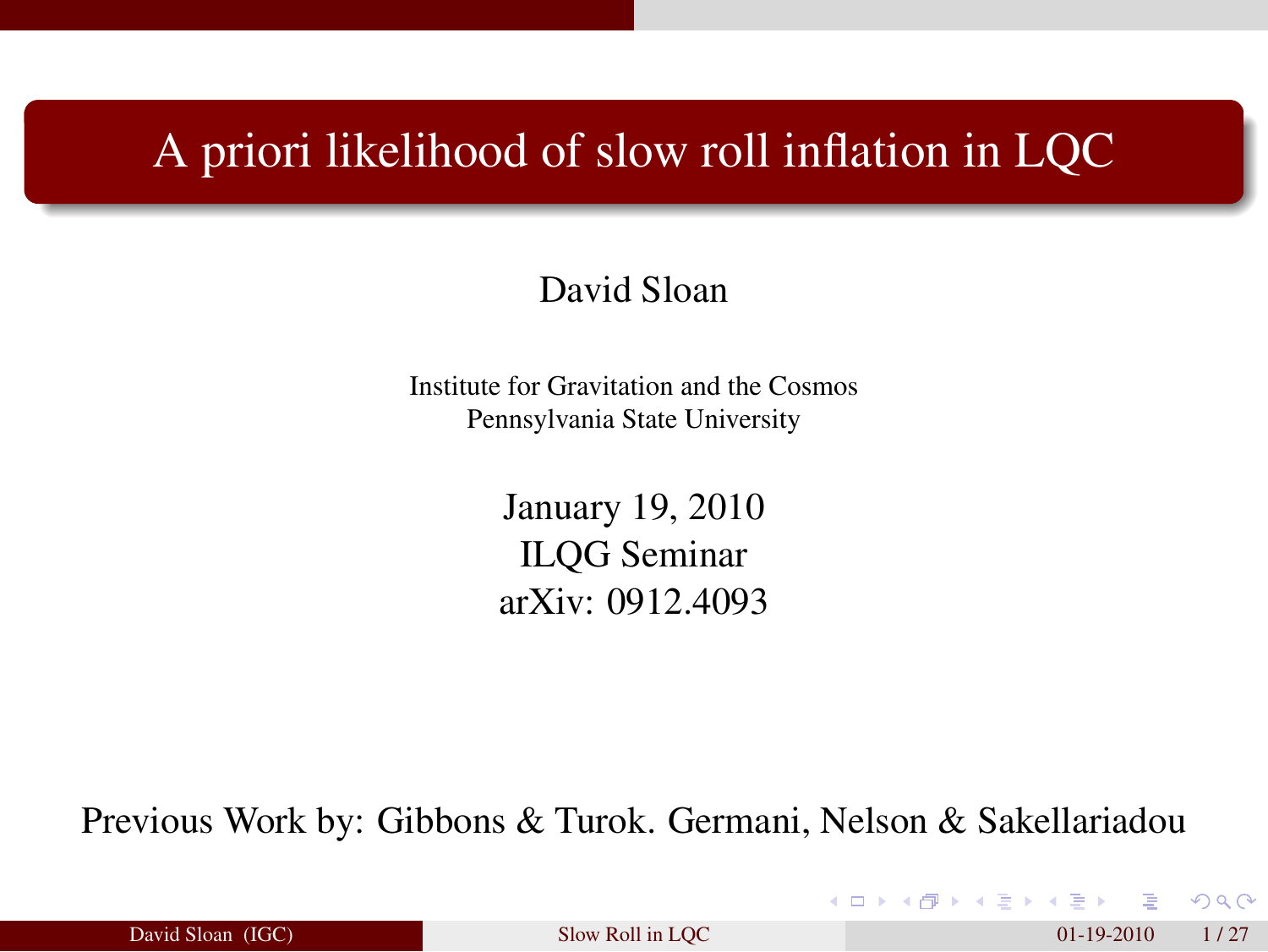# A priori likelihood of slow roll inflation in LQC

David Sloan

Institute for Gravitation and the Cosmos
Pennsylvania State University

January 19, 2010
ILQG Seminar
arXiv: 0912.4093

Previous Work by: Gibbons & Turok. Germani, Nelson & Sakellariadou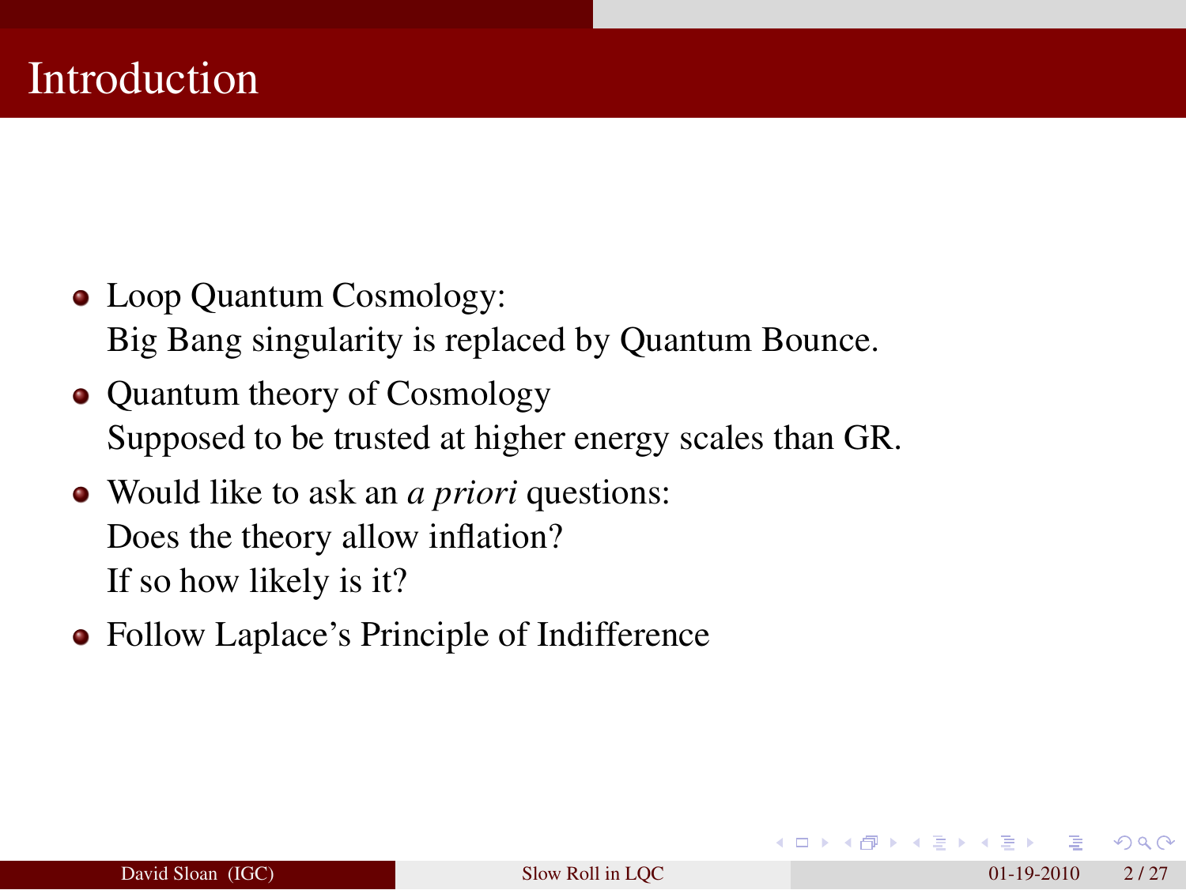# Introduction

- Loop Quantum Cosmology:
  Big Bang singularity is replaced by Quantum Bounce.
- Quantum theory of Cosmology
  Supposed to be trusted at higher energy scales than GR.
- Would like to ask an *a priori* questions:
  Does the theory allow inflation?
  If so how likely is it?
- Follow Laplace's Principle of Indifference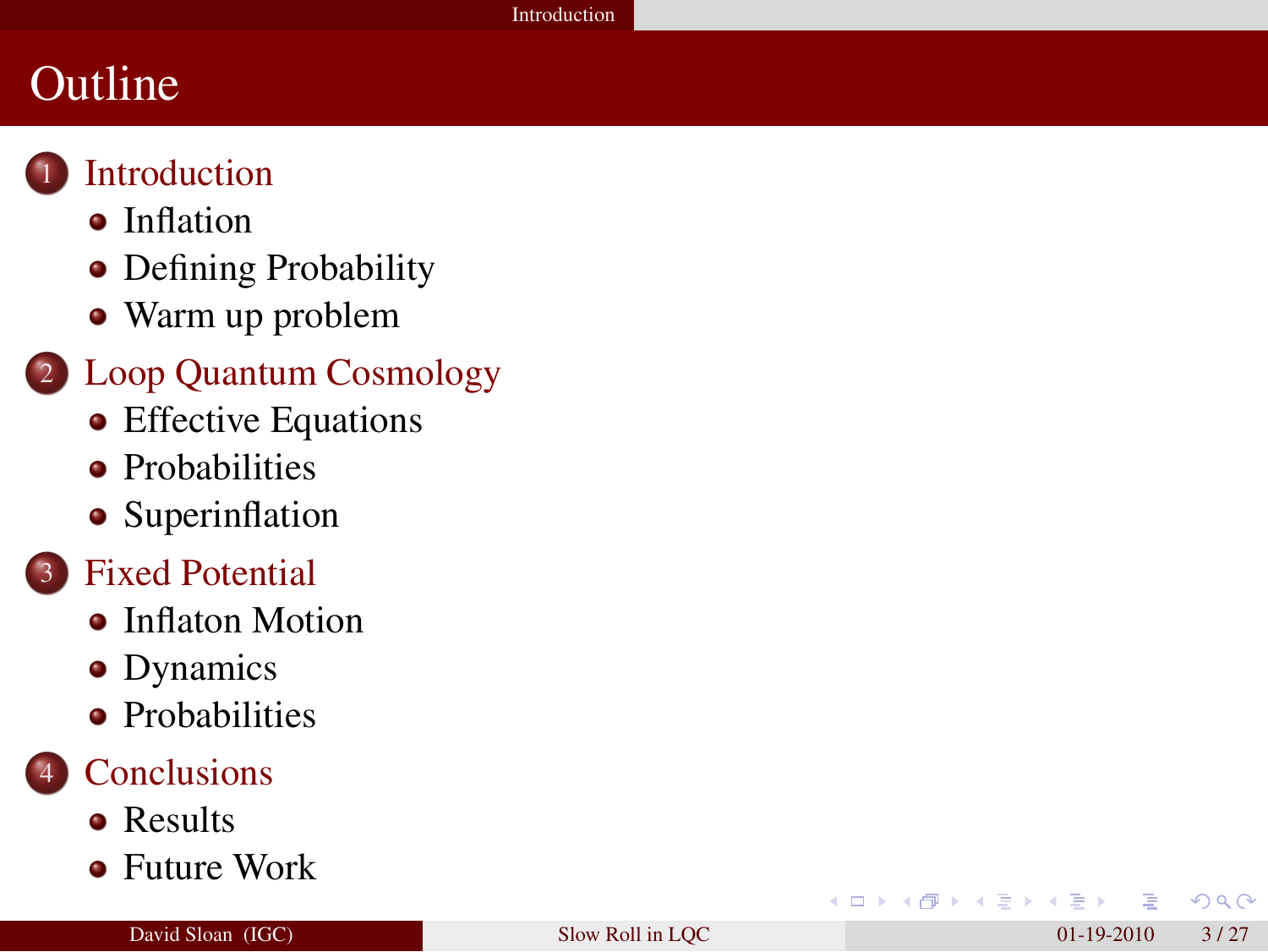# Outline

1. Introduction
   - Inflation
   - Defining Probability
   - Warm up problem
2. Loop Quantum Cosmology
   - Effective Equations
   - Probabilities
   - Superinflation
3. Fixed Potential
   - Inflaton Motion
   - Dynamics
   - Probabilities
4. Conclusions
   - Results
   - Future Work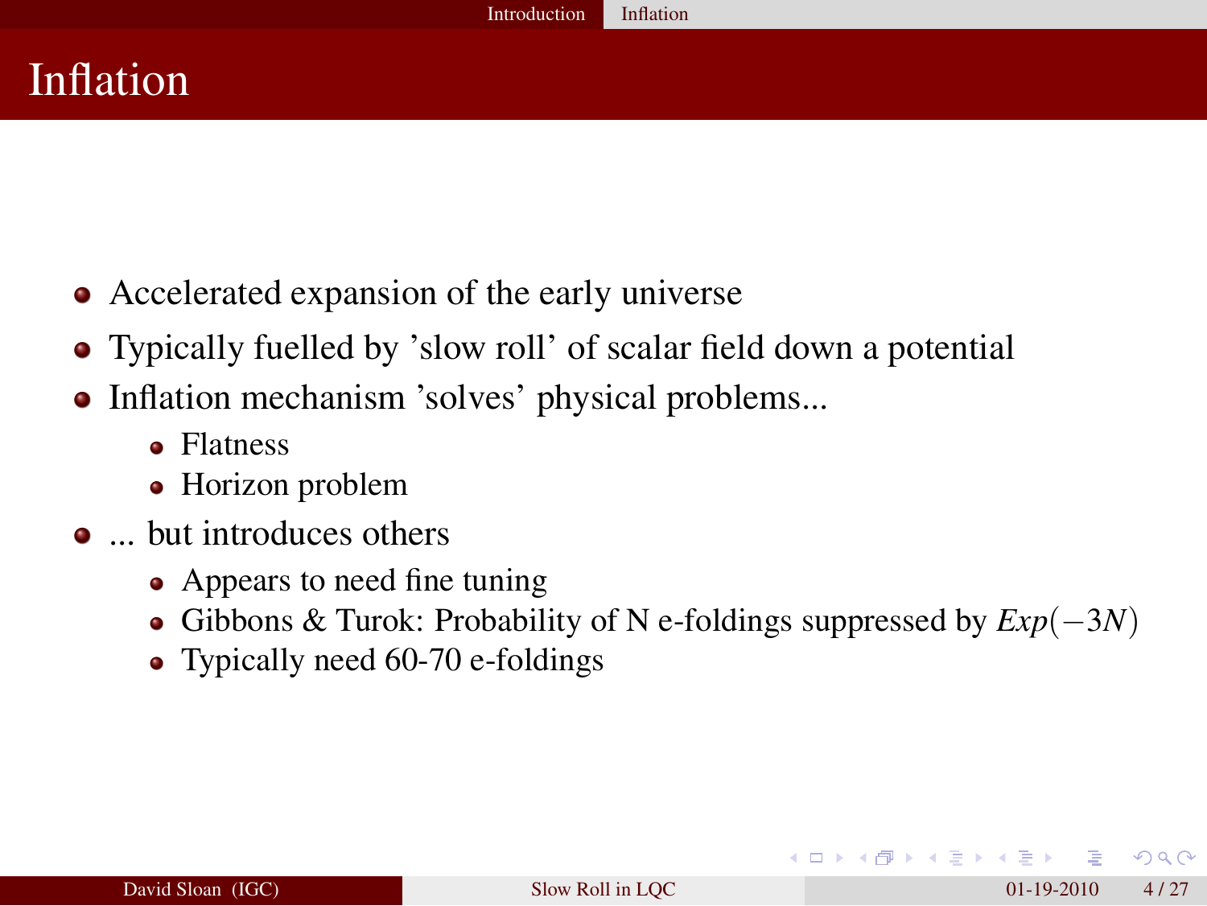# Inflation

- Accelerated expansion of the early universe
- Typically fuelled by 'slow roll' of scalar field down a potential
- Inflation mechanism 'solves' physical problems...
  - Flatness
  - Horizon problem
- ... but introduces others
  - Appears to need fine tuning
  - Gibbons & Turok: Probability of N e-foldings suppressed by $Exp(-3N)$
  - Typically need 60-70 e-foldings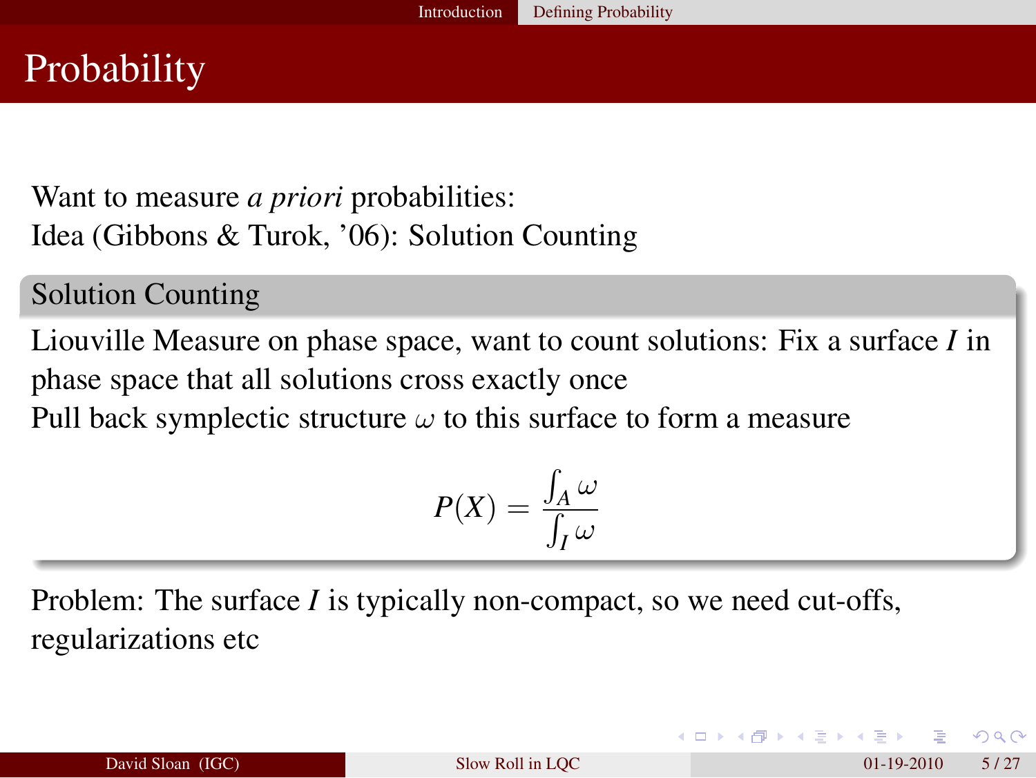# Probability

Want to measure *a priori* probabilities:
Idea (Gibbons & Turok, '06): Solution Counting

### Solution Counting

Liouville Measure on phase space, want to count solutions: Fix a surface $I$ in phase space that all solutions cross exactly once
Pull back symplectic structure $\omega$ to this surface to form a measure

$$P(X) = \frac{\int_A \omega}{\int_I \omega}$$

Problem: The surface $I$ is typically non-compact, so we need cut-offs, regularizations etc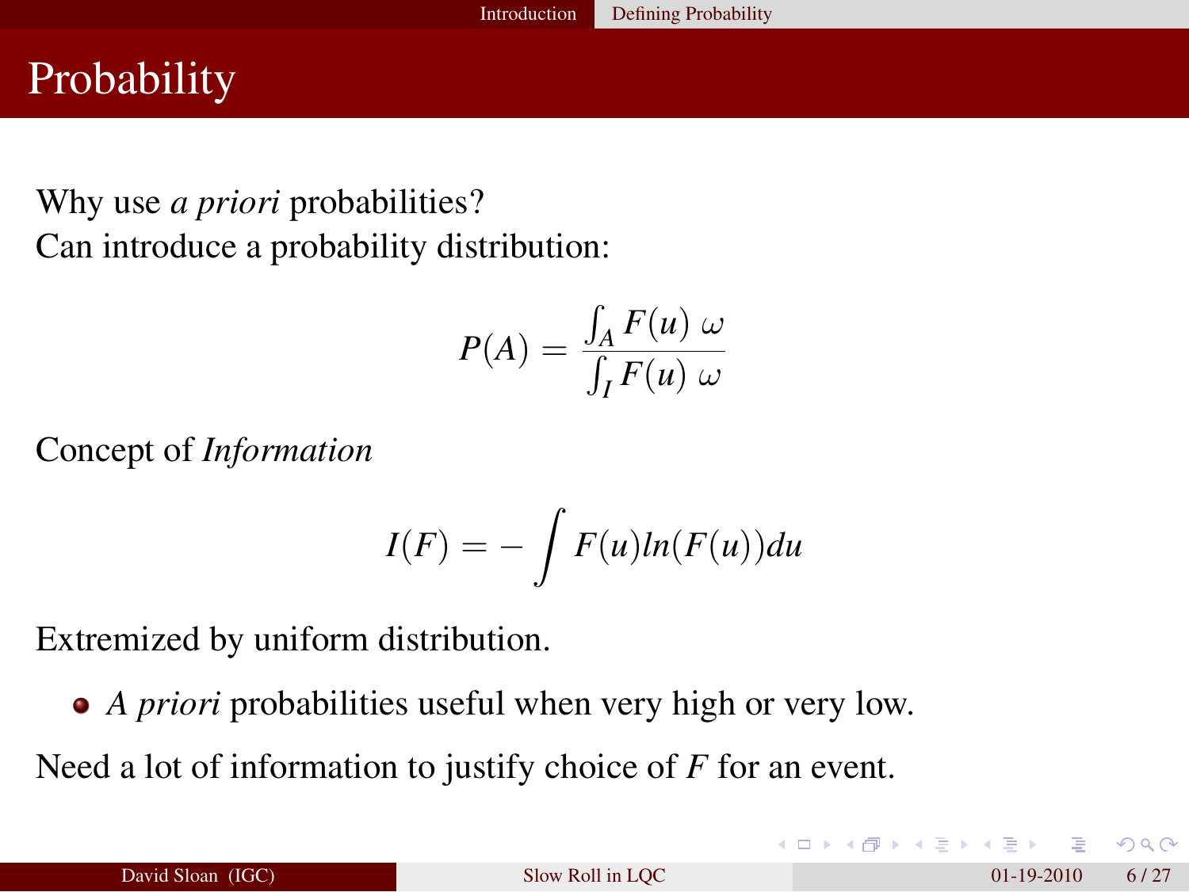# Probability

Why use *a priori* probabilities?
Can introduce a probability distribution:

$$P(A) = \frac{\int_A F(u)\ \omega}{\int_I F(u)\ \omega}$$

Concept of *Information*

$$I(F) = -\int F(u) ln(F(u)) du$$

Extremized by uniform distribution.

- *A priori* probabilities useful when very high or very low.

Need a lot of information to justify choice of $F$ for an event.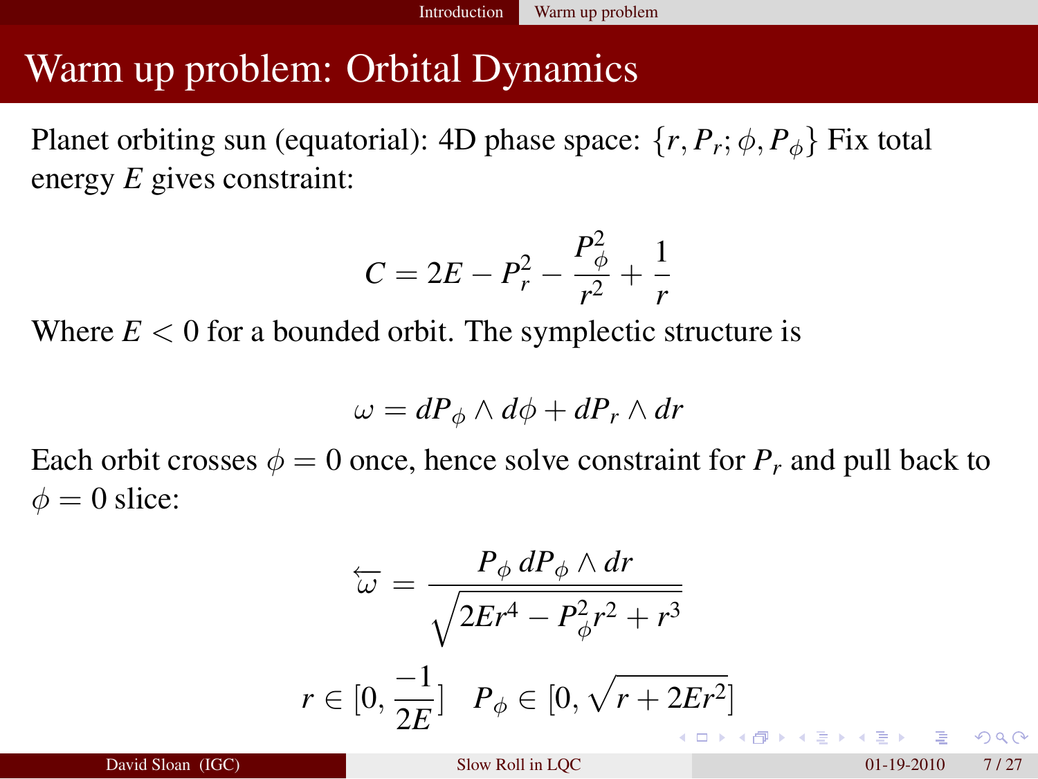# Warm up problem: Orbital Dynamics

Planet orbiting sun (equatorial): 4D phase space: $\{r, P_r; \phi, P_\phi\}$ Fix total energy $E$ gives constraint:

$$C = 2E - P_r^2 - \frac{P_\phi^2}{r^2} + \frac{1}{r}$$

Where $E < 0$ for a bounded orbit. The symplectic structure is

$$\omega = dP_\phi \wedge d\phi + dP_r \wedge dr$$

Each orbit crosses $\phi = 0$ once, hence solve constraint for $P_r$ and pull back to $\phi = 0$ slice:

$$\overleftarrow{\omega} = \frac{P_\phi \, dP_\phi \wedge dr}{\sqrt{2Er^4 - P_\phi^2 r^2 + r^3}}$$

$$r \in [0, \frac{-1}{2E}] \quad P_\phi \in [0, \sqrt{r + 2Er^2}]$$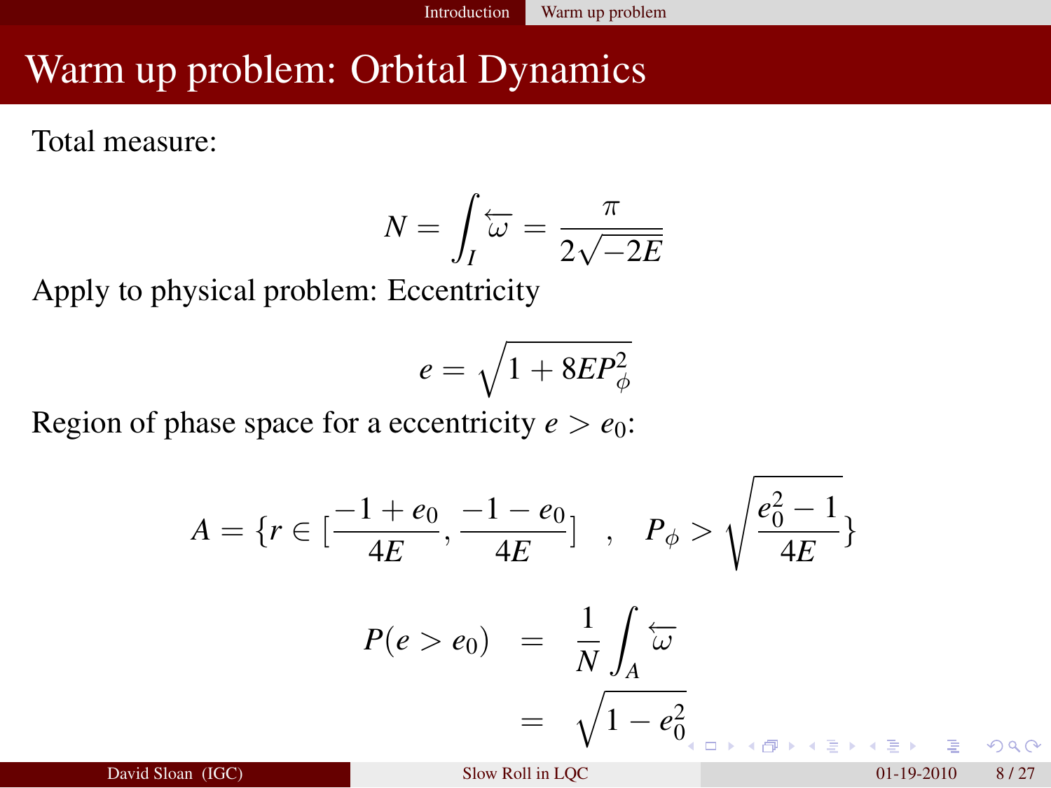# Warm up problem: Orbital Dynamics

Total measure:

$$N = \int_I \overleftarrow{\omega} = \frac{\pi}{2\sqrt{-2E}}$$

Apply to physical problem: Eccentricity

$$e = \sqrt{1 + 8EP_\phi^2}$$

Region of phase space for a eccentricity $e > e_0$:

$$A = \{r \in [\frac{-1+e_0}{4E}, \frac{-1-e_0}{4E}] \quad , \quad P_\phi > \sqrt{\frac{e_0^2 - 1}{4E}}\}$$

$$\begin{aligned} P(e > e_0) &= \frac{1}{N}\int_A \overleftarrow{\omega} \\ &= \sqrt{1 - e_0^2} \end{aligned}$$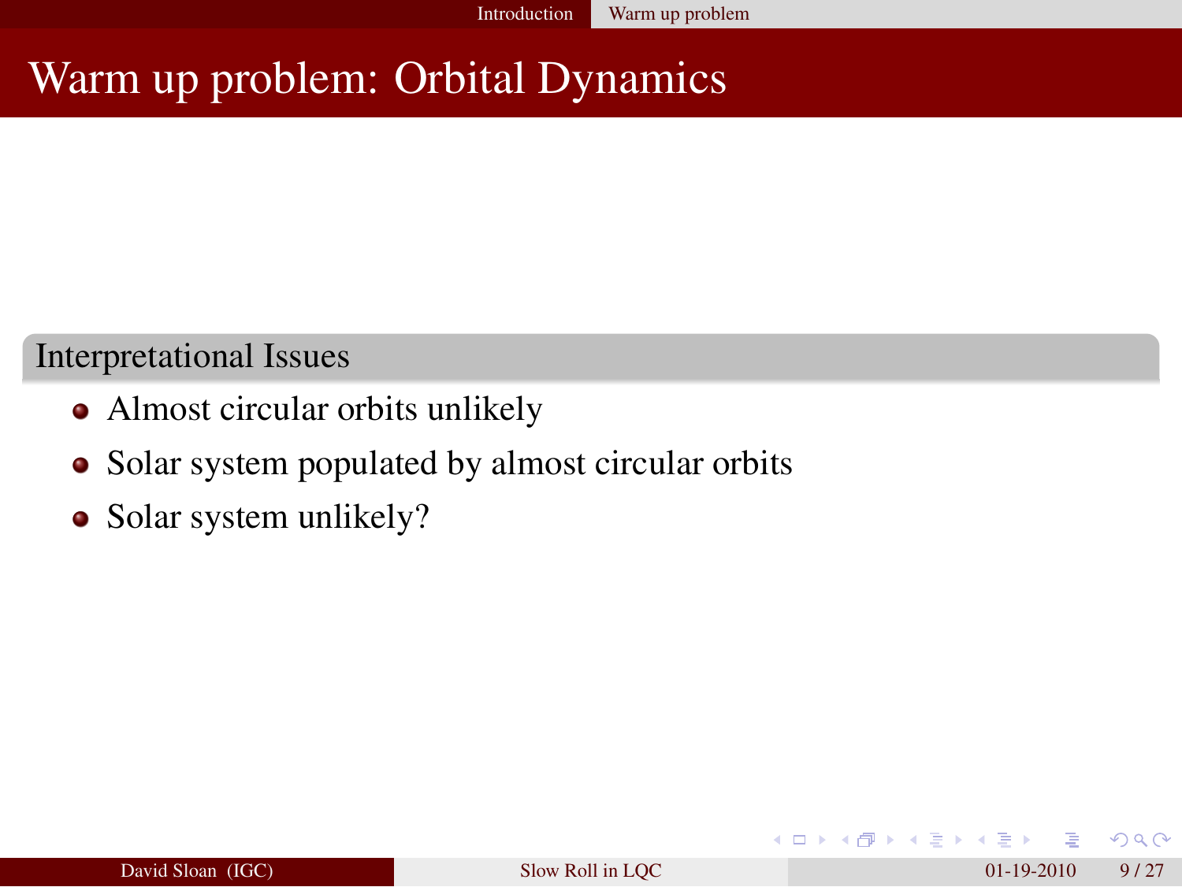# Warm up problem: Orbital Dynamics

## Interpretational Issues

- Almost circular orbits unlikely
- Solar system populated by almost circular orbits
- Solar system unlikely?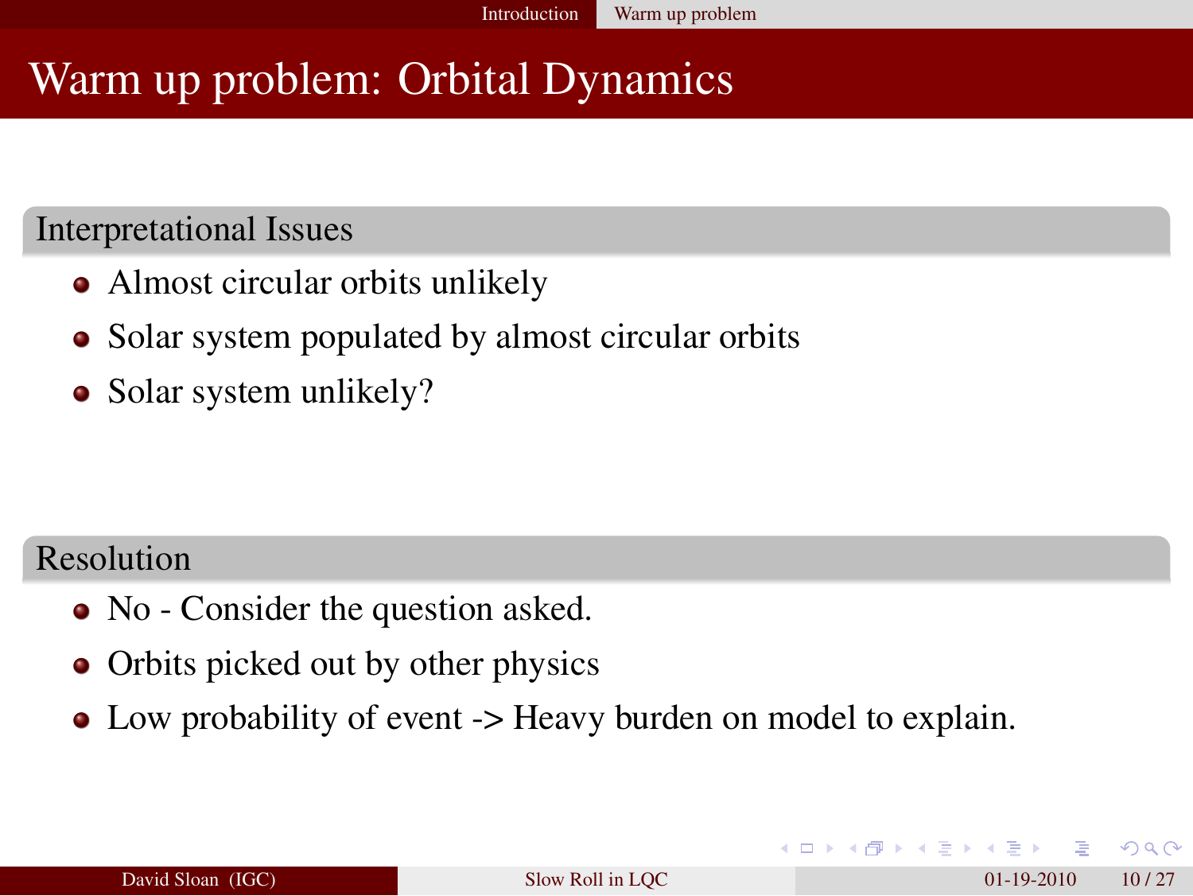# Warm up problem: Orbital Dynamics

## Interpretational Issues

- Almost circular orbits unlikely
- Solar system populated by almost circular orbits
- Solar system unlikely?

## Resolution

- No - Consider the question asked.
- Orbits picked out by other physics
- Low probability of event -> Heavy burden on model to explain.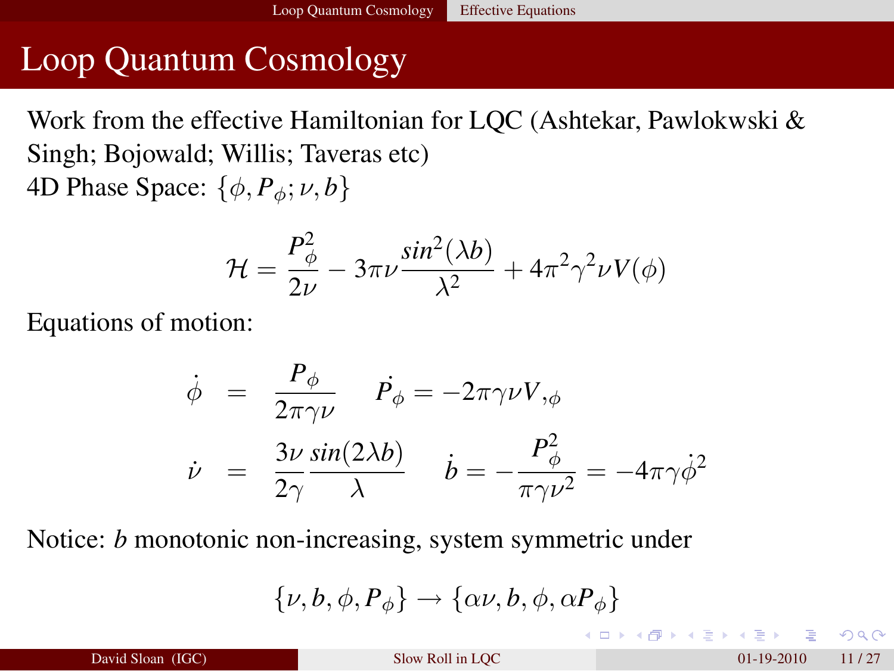# Loop Quantum Cosmology

Work from the effective Hamiltonian for LQC (Ashtekar, Pawlokwski & Singh; Bojowald; Willis; Taveras etc)

4D Phase Space: $\{\phi, P_\phi; \nu, b\}$

$$\mathcal{H} = \frac{P_\phi^2}{2\nu} - 3\pi\nu\frac{sin^2(\lambda b)}{\lambda^2} + 4\pi^2\gamma^2\nu V(\phi)$$

Equations of motion:

$$\dot{\phi} = \frac{P_\phi}{2\pi\gamma\nu} \qquad \dot{P_\phi} = -2\pi\gamma\nu V_{,\phi}$$

$$\dot{\nu} = \frac{3\nu}{2\gamma}\frac{sin(2\lambda b)}{\lambda} \qquad \dot{b} = -\frac{P_\phi^2}{\pi\gamma\nu^2} = -4\pi\gamma\dot{\phi}^2$$

Notice: $b$ monotonic non-increasing, system symmetric under

$$\{\nu, b, \phi, P_\phi\} \rightarrow \{\alpha\nu, b, \phi, \alpha P_\phi\}$$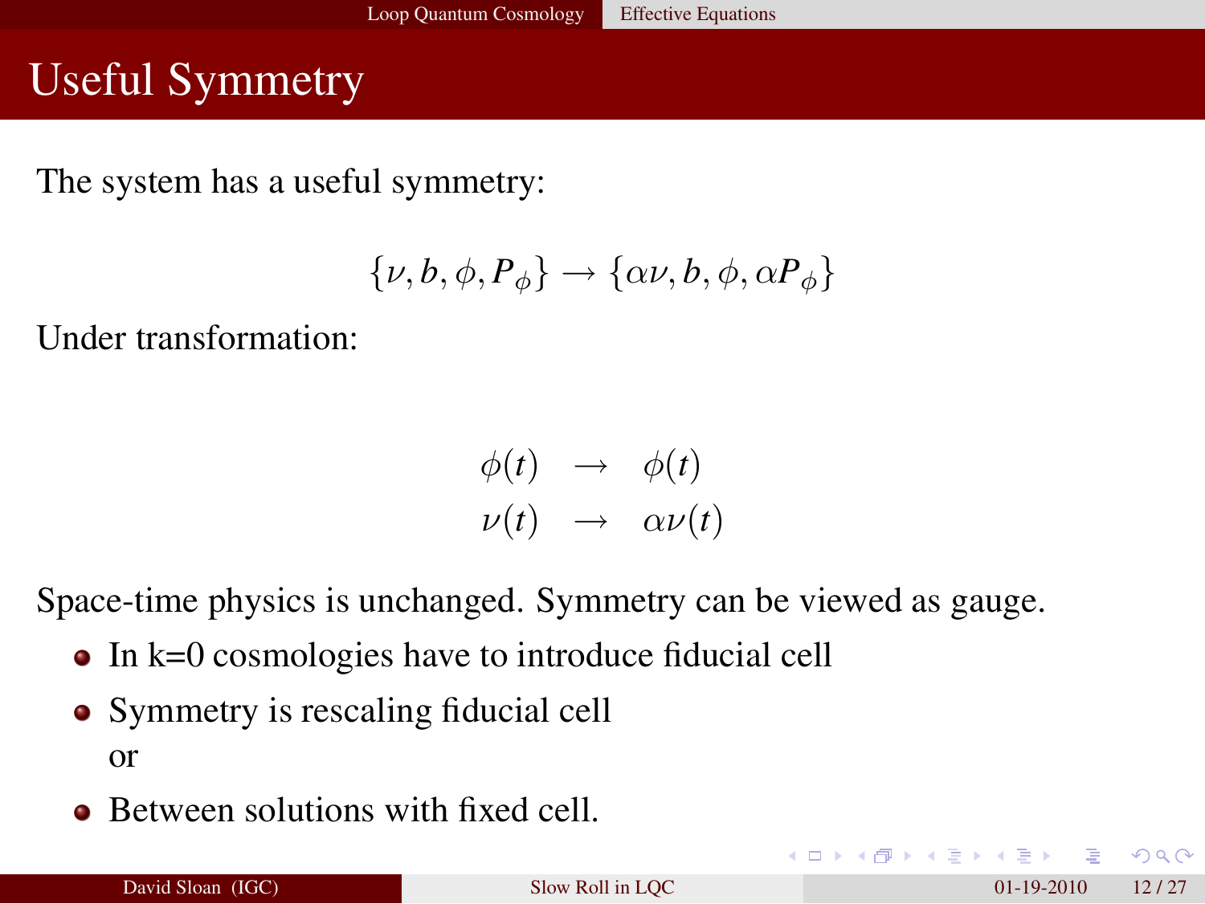# Useful Symmetry

The system has a useful symmetry:

$$\{\nu, b, \phi, P_\phi\} \rightarrow \{\alpha\nu, b, \phi, \alpha P_\phi\}$$

Under transformation:

$$\begin{aligned} \phi(t) &\rightarrow \phi(t) \\ \nu(t) &\rightarrow \alpha\nu(t) \end{aligned}$$

Space-time physics is unchanged. Symmetry can be viewed as gauge.

- In k=0 cosmologies have to introduce fiducial cell
- Symmetry is rescaling fiducial cell
  or
- Between solutions with fixed cell.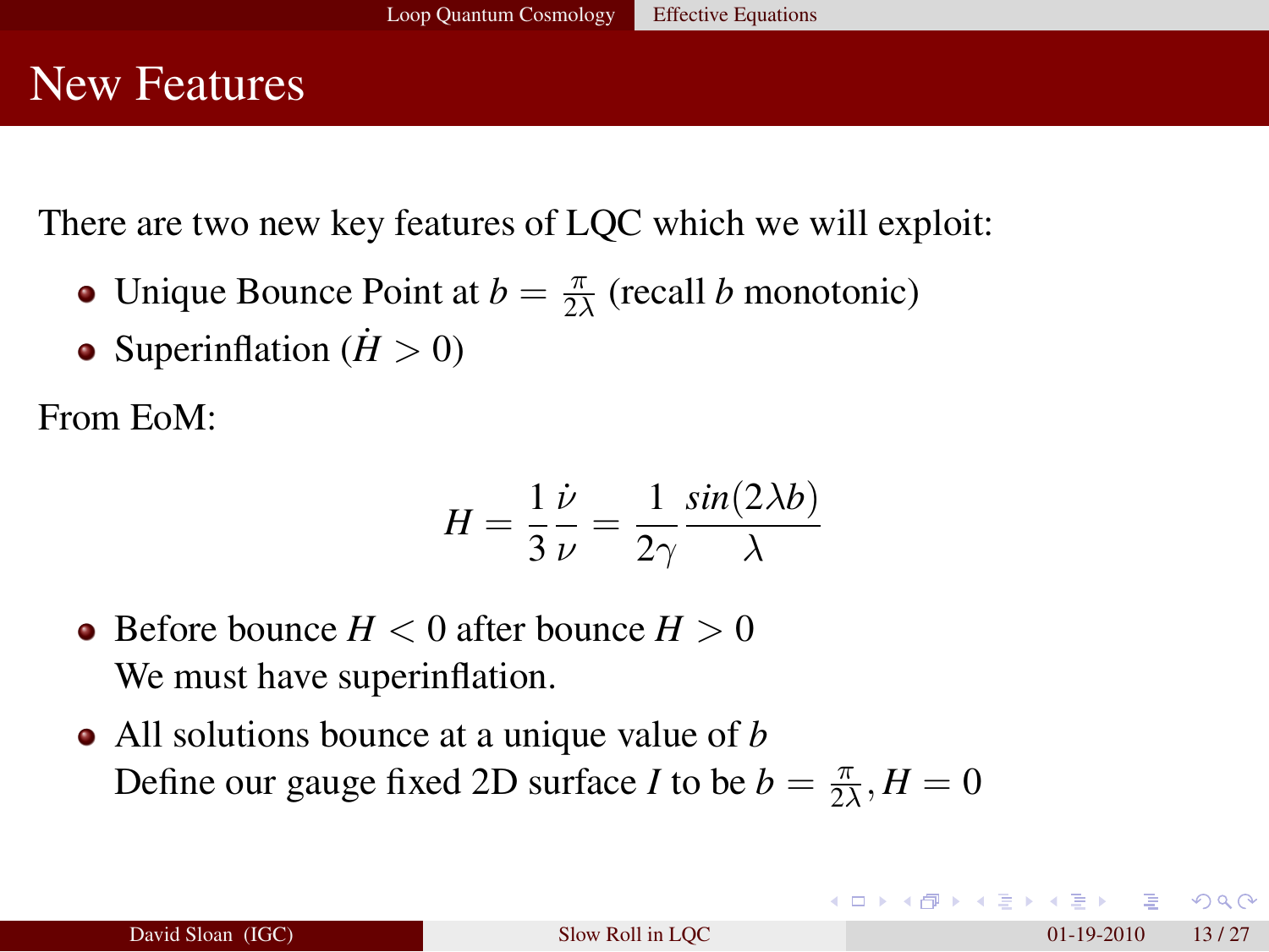# New Features

There are two new key features of LQC which we will exploit:

- Unique Bounce Point at $b = \frac{\pi}{2\lambda}$ (recall $b$ monotonic)
- Superinflation ($\dot{H} > 0$)

From EoM:

$$H = \frac{1}{3}\frac{\dot{\nu}}{\nu} = \frac{1}{2\gamma}\frac{sin(2\lambda b)}{\lambda}$$

- Before bounce $H < 0$ after bounce $H > 0$
  We must have superinflation.
- All solutions bounce at a unique value of $b$
  Define our gauge fixed 2D surface $I$ to be $b = \frac{\pi}{2\lambda}, H = 0$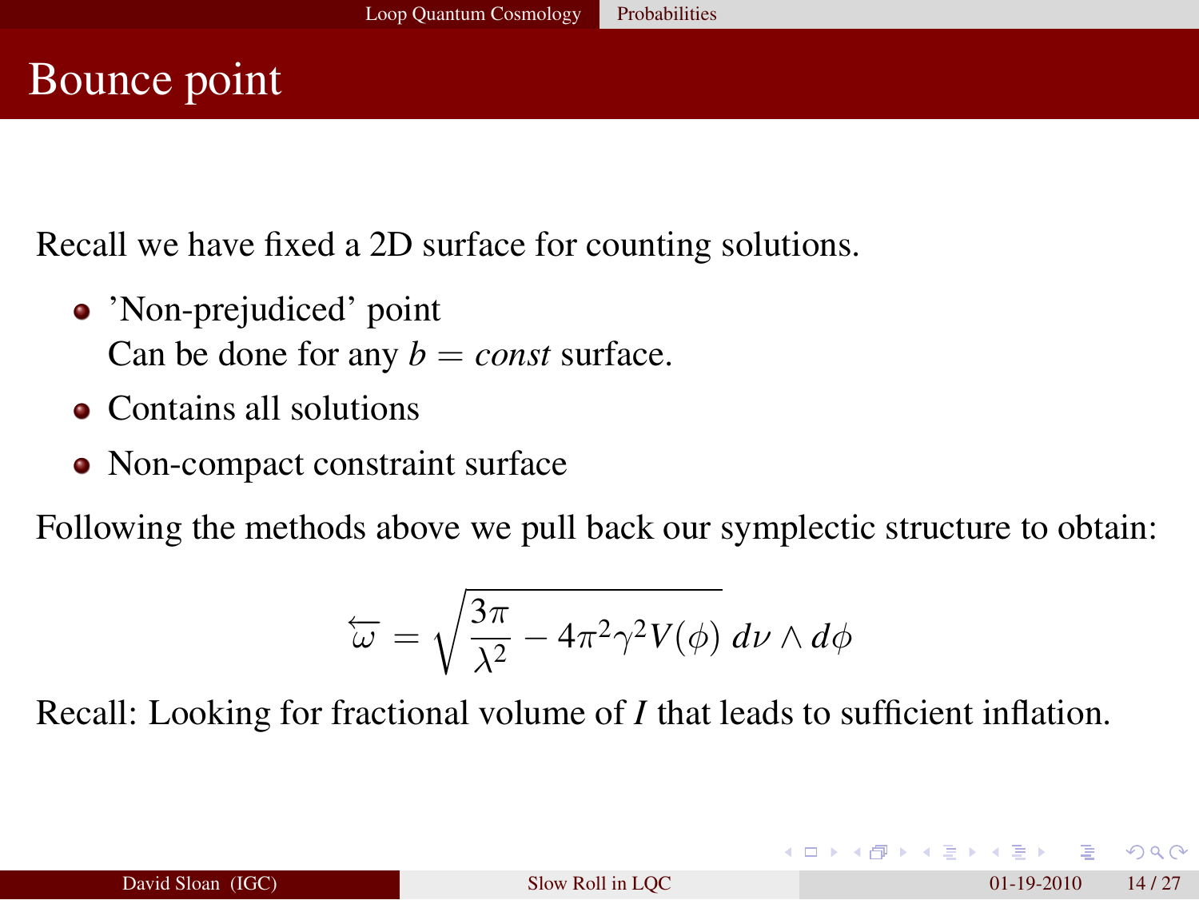# Bounce point

Recall we have fixed a 2D surface for counting solutions.

- 'Non-prejudiced' point
  Can be done for any $b = \mathit{const}$ surface.
- Contains all solutions
- Non-compact constraint surface

Following the methods above we pull back our symplectic structure to obtain:

$$\overleftarrow{\omega} = \sqrt{\frac{3\pi}{\lambda^2} - 4\pi^2\gamma^2 V(\phi)}\; d\nu \wedge d\phi$$

Recall: Looking for fractional volume of $I$ that leads to sufficient inflation.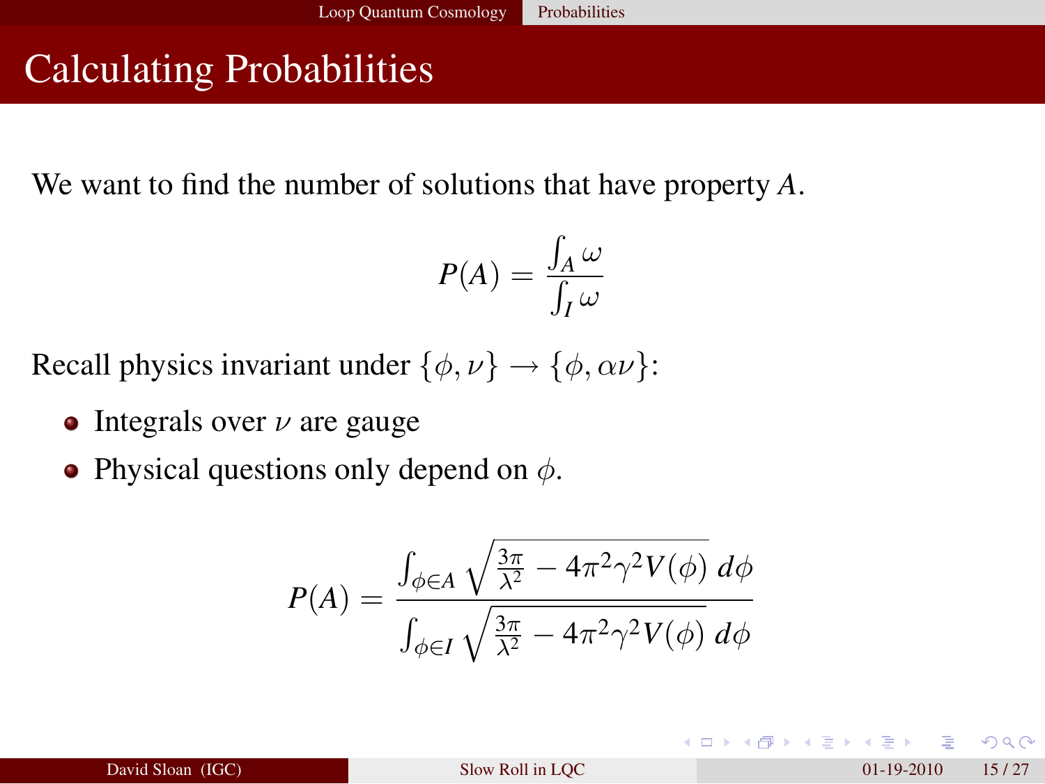# Calculating Probabilities

We want to find the number of solutions that have property $A$.

$$P(A) = \frac{\int_A \omega}{\int_I \omega}$$

Recall physics invariant under $\{\phi, \nu\} \rightarrow \{\phi, \alpha\nu\}$:

- Integrals over $\nu$ are gauge
- Physical questions only depend on $\phi$.

$$P(A) = \frac{\int_{\phi \in A} \sqrt{\frac{3\pi}{\lambda^2} - 4\pi^2\gamma^2 V(\phi)}\, d\phi}{\int_{\phi \in I} \sqrt{\frac{3\pi}{\lambda^2} - 4\pi^2\gamma^2 V(\phi)}\, d\phi}$$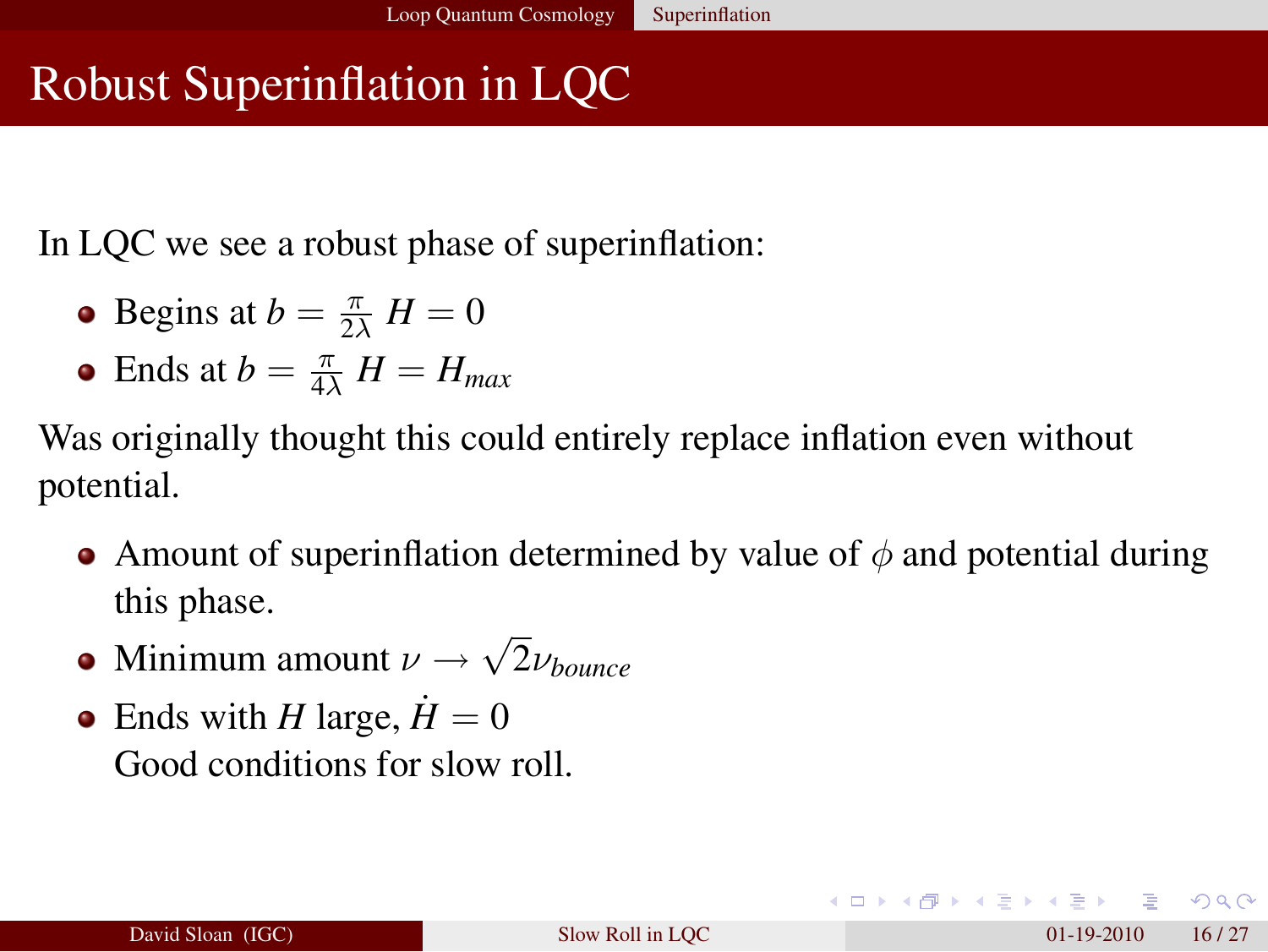# Robust Superinflation in LQC

In LQC we see a robust phase of superinflation:

- Begins at $b = \frac{\pi}{2\lambda}$ $H = 0$
- Ends at $b = \frac{\pi}{4\lambda}$ $H = H_{max}$

Was originally thought this could entirely replace inflation even without potential.

- Amount of superinflation determined by value of $\phi$ and potential during this phase.
- Minimum amount $\nu \rightarrow \sqrt{2}\nu_{bounce}$
- Ends with $H$ large, $\dot{H} = 0$
  Good conditions for slow roll.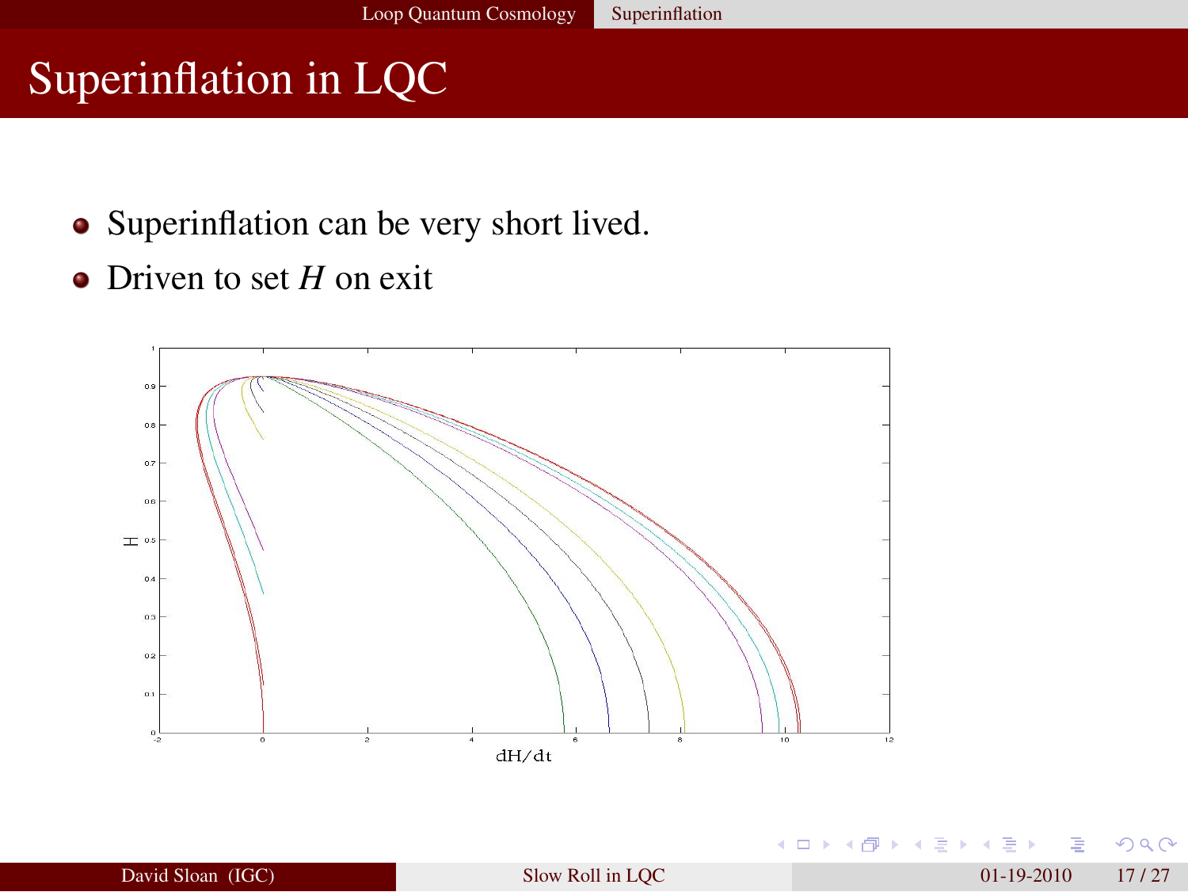# Superinflation in LQC

- Superinflation can be very short lived.
- Driven to set $H$ on exit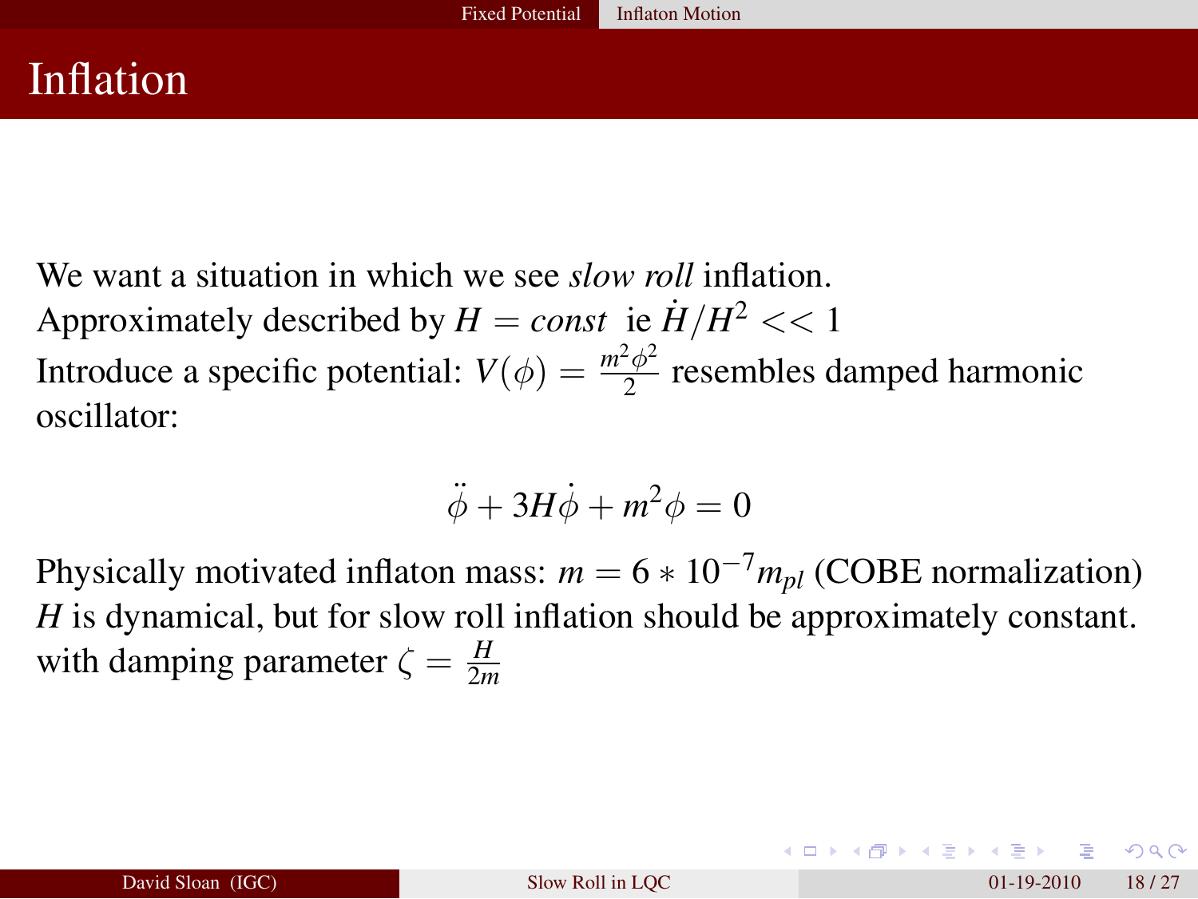# Inflation

We want a situation in which we see *slow roll* inflation.
Approximately described by $H = const$ ie $\dot{H}/H^2 << 1$
Introduce a specific potential: $V(\phi) = \frac{m^2\phi^2}{2}$ resembles damped harmonic oscillator:

$$\ddot{\phi} + 3H\dot{\phi} + m^2\phi = 0$$

Physically motivated inflaton mass: $m = 6 * 10^{-7} m_{pl}$ (COBE normalization)
$H$ is dynamical, but for slow roll inflation should be approximately constant.
with damping parameter $\zeta = \frac{H}{2m}$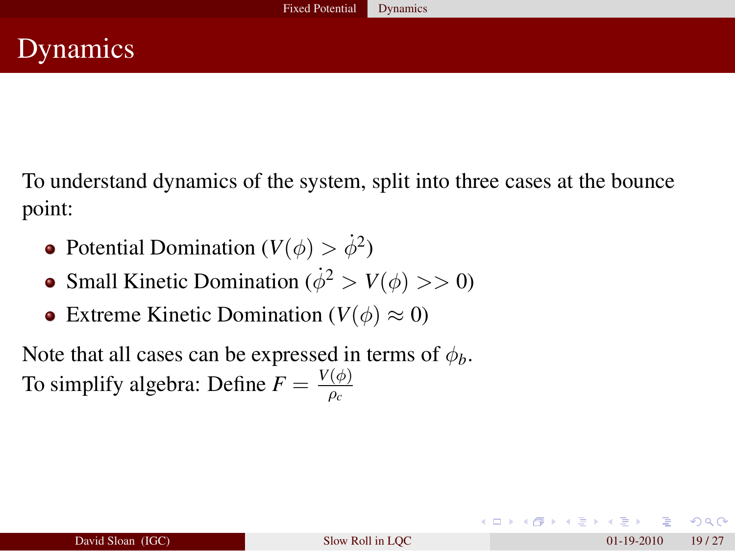# Dynamics

To understand dynamics of the system, split into three cases at the bounce point:

- Potential Domination ($V(\phi) > \dot{\phi}^2$)
- Small Kinetic Domination ($\dot{\phi}^2 > V(\phi) >> 0$)
- Extreme Kinetic Domination ($V(\phi) \approx 0$)

Note that all cases can be expressed in terms of $\phi_b$.
To simplify algebra: Define $F = \frac{V(\phi)}{\rho_c}$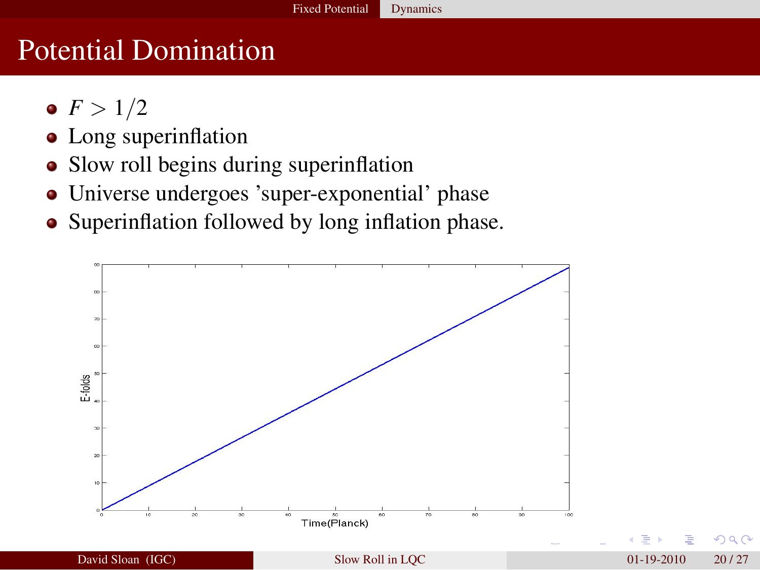# Potential Domination

- $F > 1/2$
- Long superinflation
- Slow roll begins during superinflation
- Universe undergoes 'super-exponential' phase
- Superinflation followed by long inflation phase.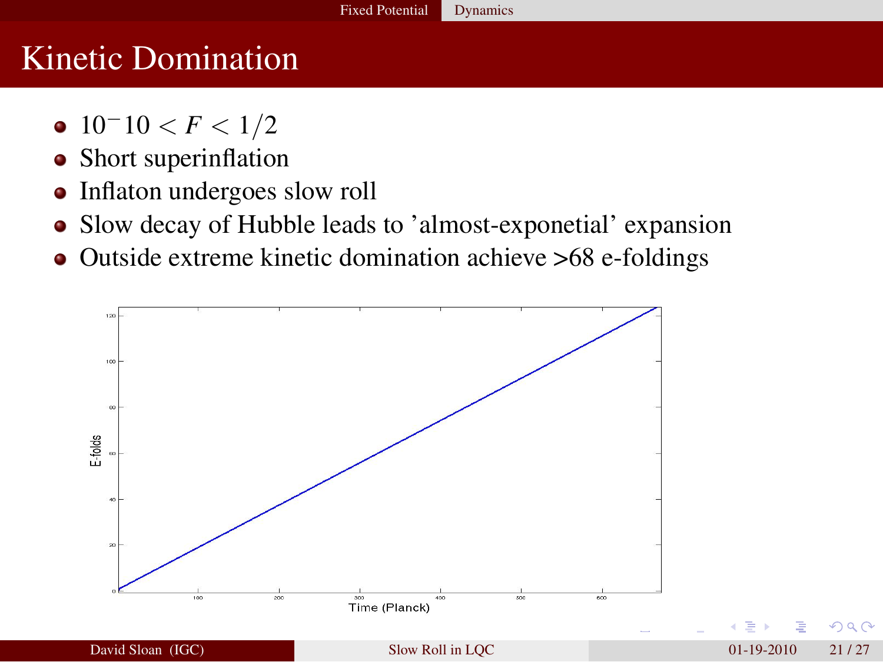# Kinetic Domination

- $10^-10 < F < 1/2$
- Short superinflation
- Inflaton undergoes slow roll
- Slow decay of Hubble leads to 'almost-exponetial' expansion
- Outside extreme kinetic domination achieve >68 e-foldings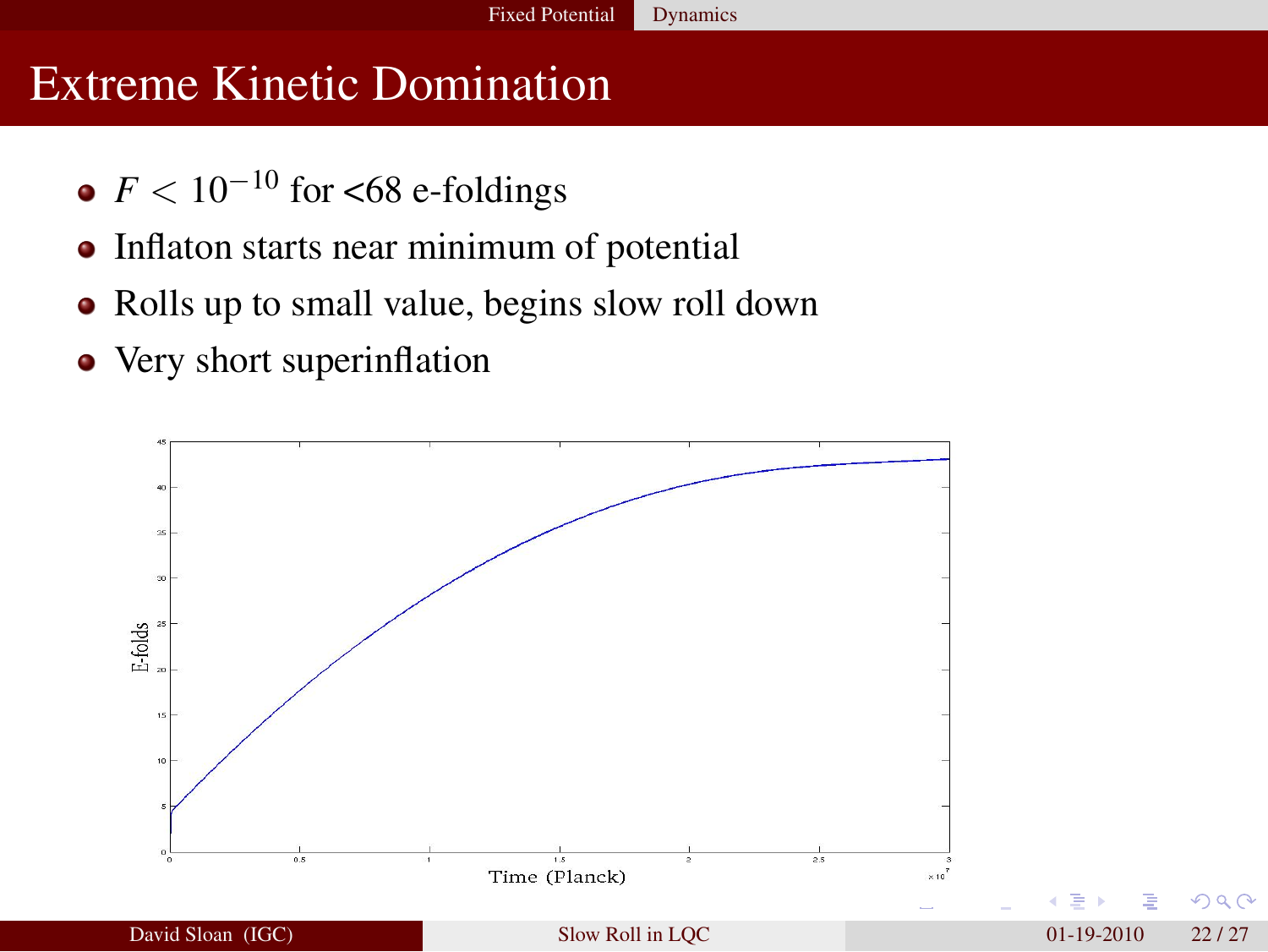# Extreme Kinetic Domination

- $F < 10^{-10}$ for <68 e-foldings
- Inflaton starts near minimum of potential
- Rolls up to small value, begins slow roll down
- Very short superinflation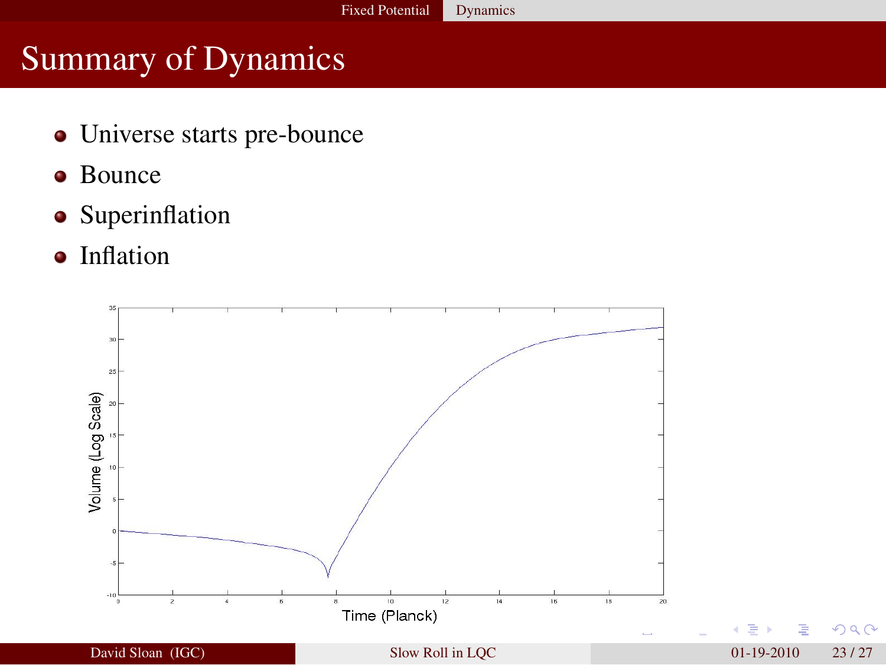# Summary of Dynamics

- Universe starts pre-bounce
- Bounce
- Superinflation
- Inflation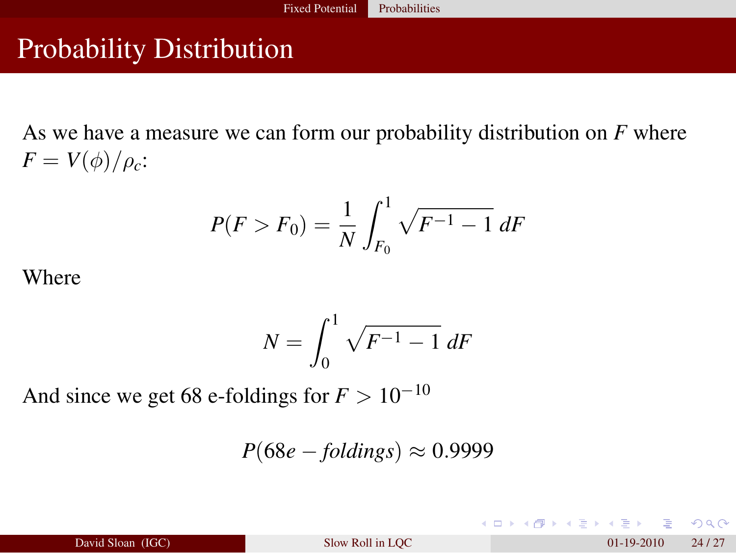# Probability Distribution

As we have a measure we can form our probability distribution on $F$ where $F = V(\phi)/\rho_c$:

$$P(F > F_0) = \frac{1}{N} \int_{F_0}^{1} \sqrt{F^{-1} - 1}\, dF$$

Where

$$N = \int_{0}^{1} \sqrt{F^{-1} - 1}\, dF$$

And since we get 68 e-foldings for $F > 10^{-10}$

$$P(68e - foldings) \approx 0.9999$$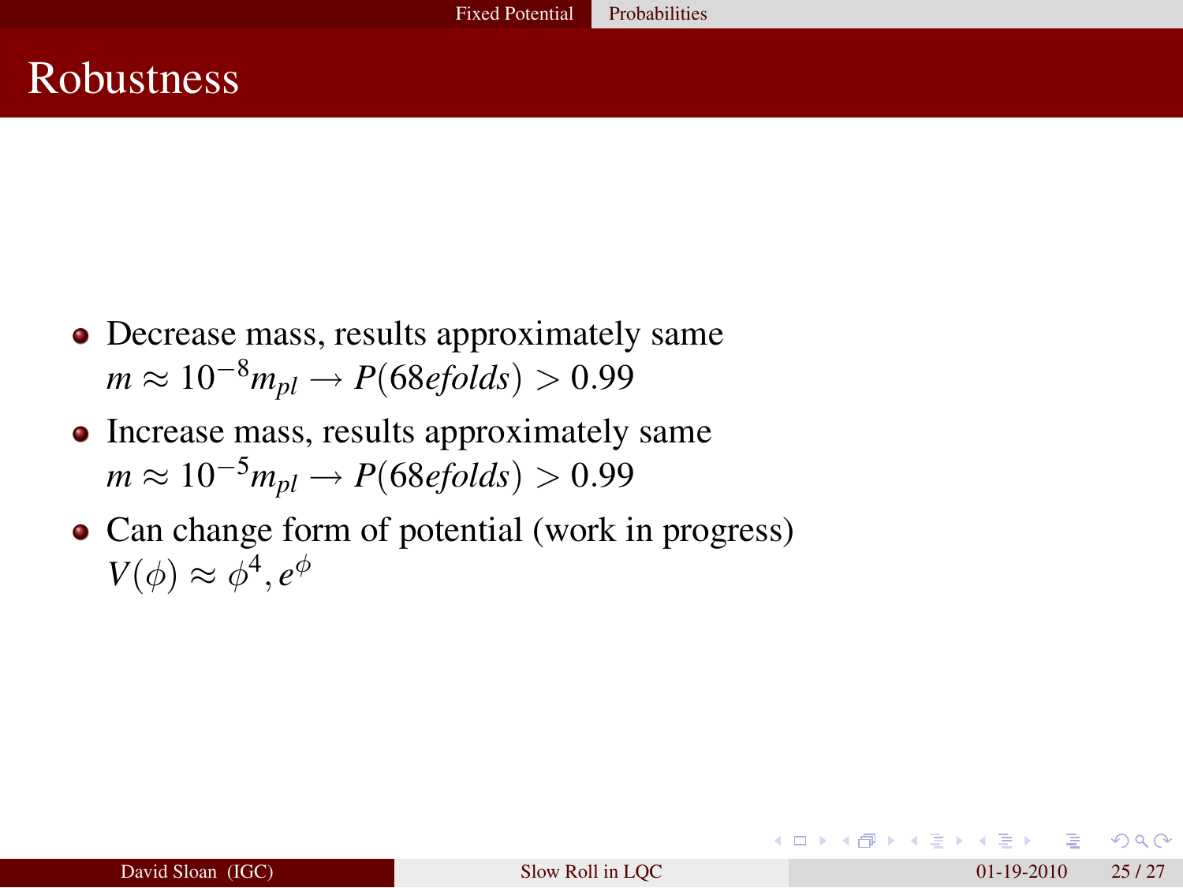# Robustness

- Decrease mass, results approximately same
  $m \approx 10^{-8} m_{pl} \rightarrow P(68 efolds) > 0.99$
- Increase mass, results approximately same
  $m \approx 10^{-5} m_{pl} \rightarrow P(68 efolds) > 0.99$
- Can change form of potential (work in progress)
  $V(\phi) \approx \phi^4, e^{\phi}$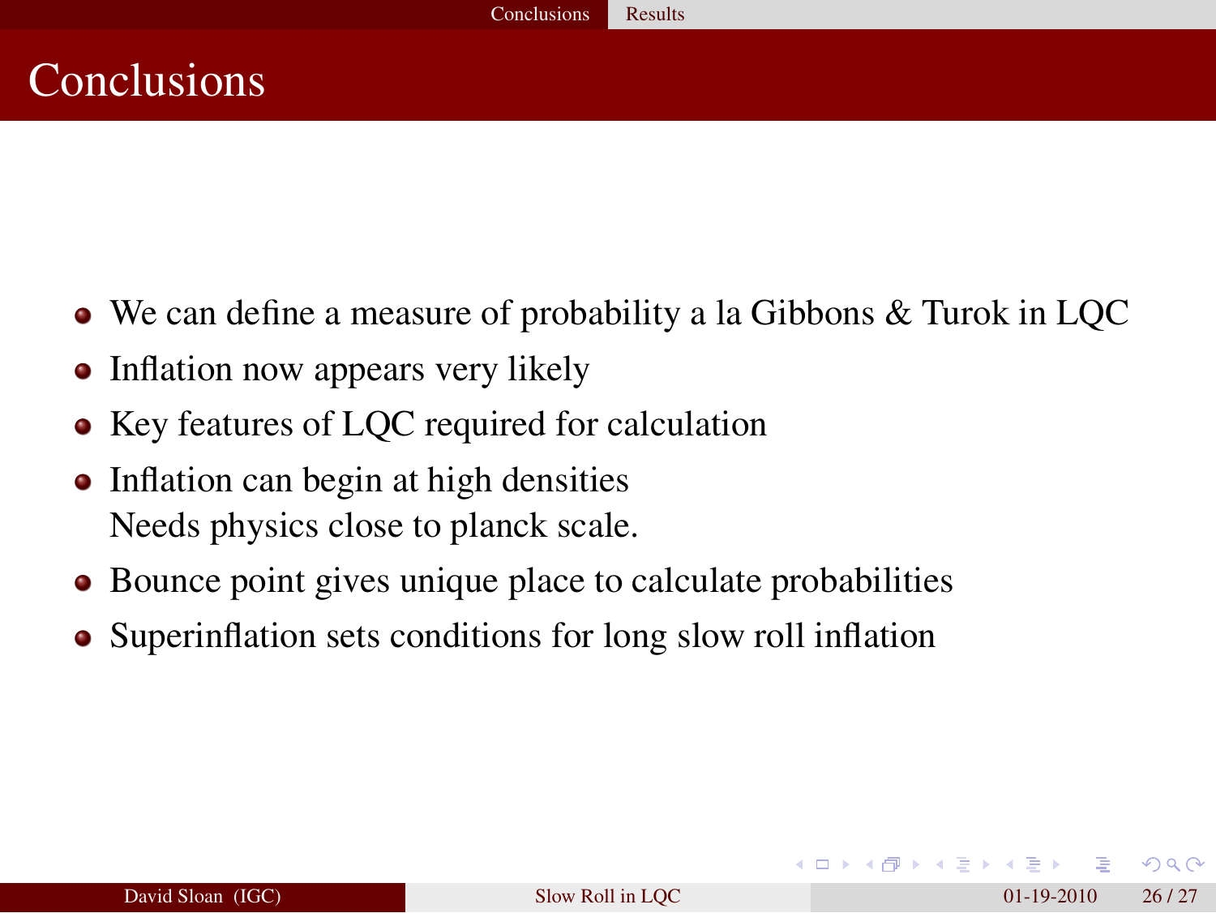# Conclusions

- We can define a measure of probability a la Gibbons & Turok in LQC
- Inflation now appears very likely
- Key features of LQC required for calculation
- Inflation can begin at high densities
  Needs physics close to planck scale.
- Bounce point gives unique place to calculate probabilities
- Superinflation sets conditions for long slow roll inflation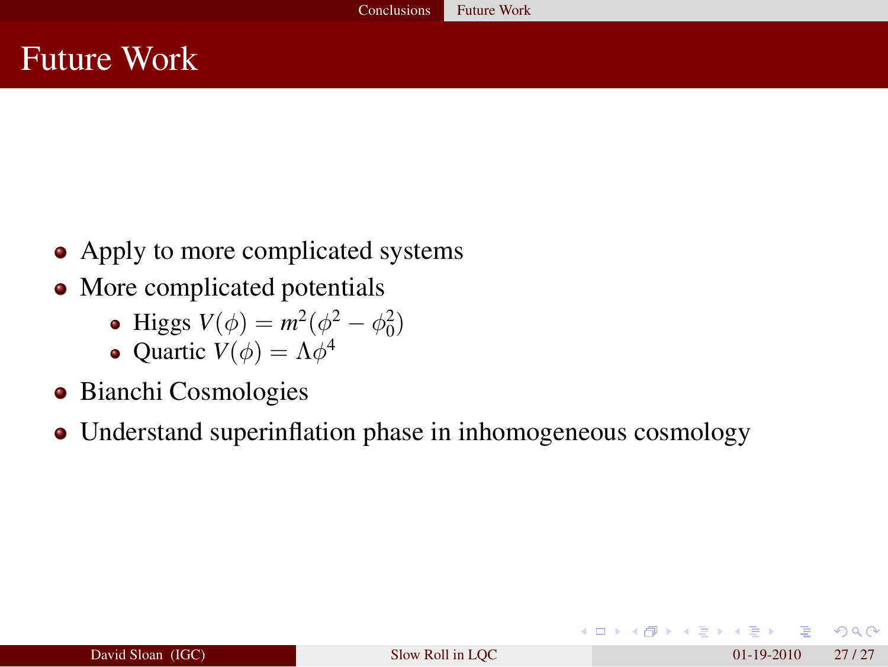# Future Work

- Apply to more complicated systems
- More complicated potentials
  - Higgs $V(\phi) = m^2(\phi^2 - \phi_0^2)$
  - Quartic $V(\phi) = \Lambda\phi^4$
- Bianchi Cosmologies
- Understand superinflation phase in inhomogeneous cosmology